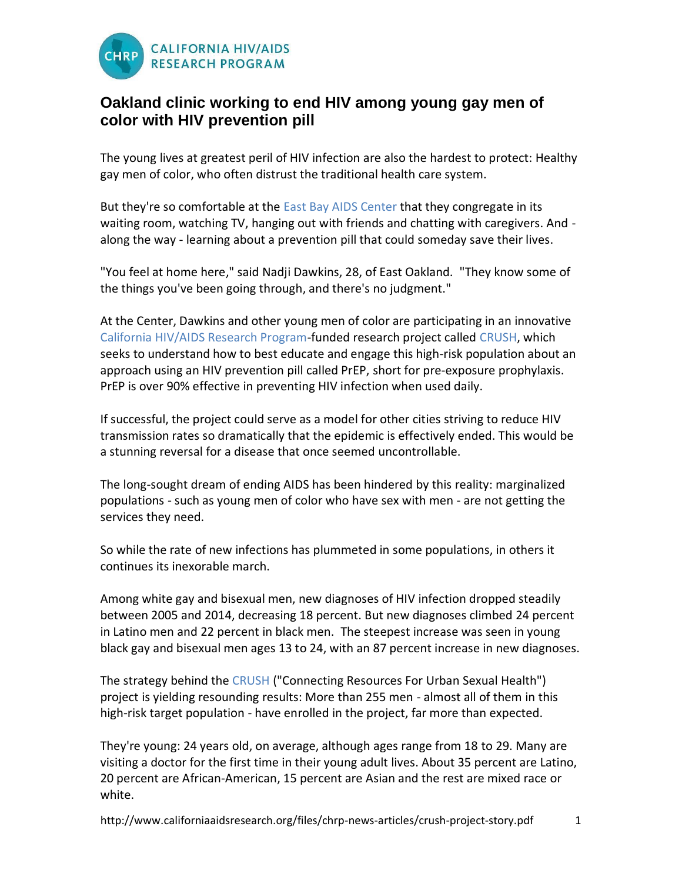CALIFORNIA HIV/AIDS RESEARCH PROGRAM

# Oakland clinic working to end HIV among young gay men of color with HIV prevention pill

The young lives at greatest peril of HIV infection are also the hardest to protect: Healthy gay men of color, who often distrust the traditional health care system.

But they're so comfortable at the East Bay AIDS Center that they congregate in its waiting room, watching TV, hanging out with friends and chatting with caregivers. And - along the way - learning about a prevention pill that could someday save their lives.

"You feel at home here," said Nadji Dawkins, 28, of East Oakland. "They know some of the things you've been going through, and there's no judgment."

At the Center, Dawkins and other young men of color are participating in an innovative California HIV/AIDS Research Program-funded research project called CRUSH, which seeks to understand how to best educate and engage this high-risk population about an approach using an HIV prevention pill called PrEP, short for pre-exposure prophylaxis. PrEP is over 90% effective in preventing HIV infection when used daily.

If successful, the project could serve as a model for other cities striving to reduce HIV transmission rates so dramatically that the epidemic is effectively ended. This would be a stunning reversal for a disease that once seemed uncontrollable.

The long-sought dream of ending AIDS has been hindered by this reality: marginalized populations - such as young men of color who have sex with men - are not getting the services they need.

So while the rate of new infections has plummeted in some populations, in others it continues its inexorable march.

Among white gay and bisexual men, new diagnoses of HIV infection dropped steadily between 2005 and 2014, decreasing 18 percent. But new diagnoses climbed 24 percent in Latino men and 22 percent in black men. The steepest increase was seen in young black gay and bisexual men ages 13 to 24, with an 87 percent increase in new diagnoses.

The strategy behind the CRUSH ("Connecting Resources For Urban Sexual Health") project is yielding resounding results: More than 255 men - almost all of them in this high-risk target population - have enrolled in the project, far more than expected.

They're young: 24 years old, on average, although ages range from 18 to 29. Many are visiting a doctor for the first time in their young adult lives. About 35 percent are Latino, 20 percent are African-American, 15 percent are Asian and the rest are mixed race or white.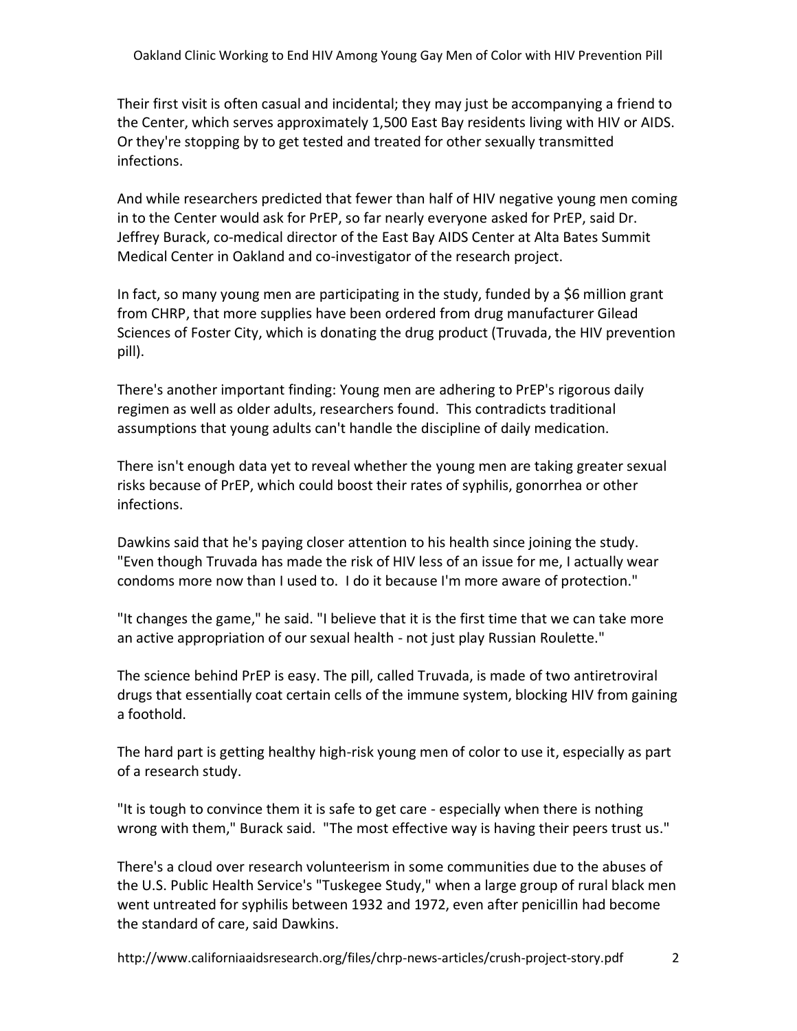Their first visit is often casual and incidental; they may just be accompanying a friend to the Center, which serves approximately 1,500 East Bay residents living with HIV or AIDS. Or they're stopping by to get tested and treated for other sexually transmitted infections.

And while researchers predicted that fewer than half of HIV negative young men coming in to the Center would ask for PrEP, so far nearly everyone asked for PrEP, said Dr. Jeffrey Burack, co-medical director of the East Bay AIDS Center at Alta Bates Summit Medical Center in Oakland and co-investigator of the research project.

In fact, so many young men are participating in the study, funded by a $6 million grant from CHRP, that more supplies have been ordered from drug manufacturer Gilead Sciences of Foster City, which is donating the drug product (Truvada, the HIV prevention pill).

There's another important finding: Young men are adhering to PrEP's rigorous daily regimen as well as older adults, researchers found. This contradicts traditional assumptions that young adults can't handle the discipline of daily medication.

There isn't enough data yet to reveal whether the young men are taking greater sexual risks because of PrEP, which could boost their rates of syphilis, gonorrhea or other infections.

Dawkins said that he's paying closer attention to his health since joining the study. "Even though Truvada has made the risk of HIV less of an issue for me, I actually wear condoms more now than I used to. I do it because I'm more aware of protection."

"It changes the game," he said. "I believe that it is the first time that we can take more an active appropriation of our sexual health - not just play Russian Roulette."

The science behind PrEP is easy. The pill, called Truvada, is made of two antiretroviral drugs that essentially coat certain cells of the immune system, blocking HIV from gaining a foothold.

The hard part is getting healthy high-risk young men of color to use it, especially as part of a research study.

"It is tough to convince them it is safe to get care - especially when there is nothing wrong with them," Burack said. "The most effective way is having their peers trust us."

There's a cloud over research volunteerism in some communities due to the abuses of the U.S. Public Health Service's "Tuskegee Study," when a large group of rural black men went untreated for syphilis between 1932 and 1972, even after penicillin had become the standard of care, said Dawkins.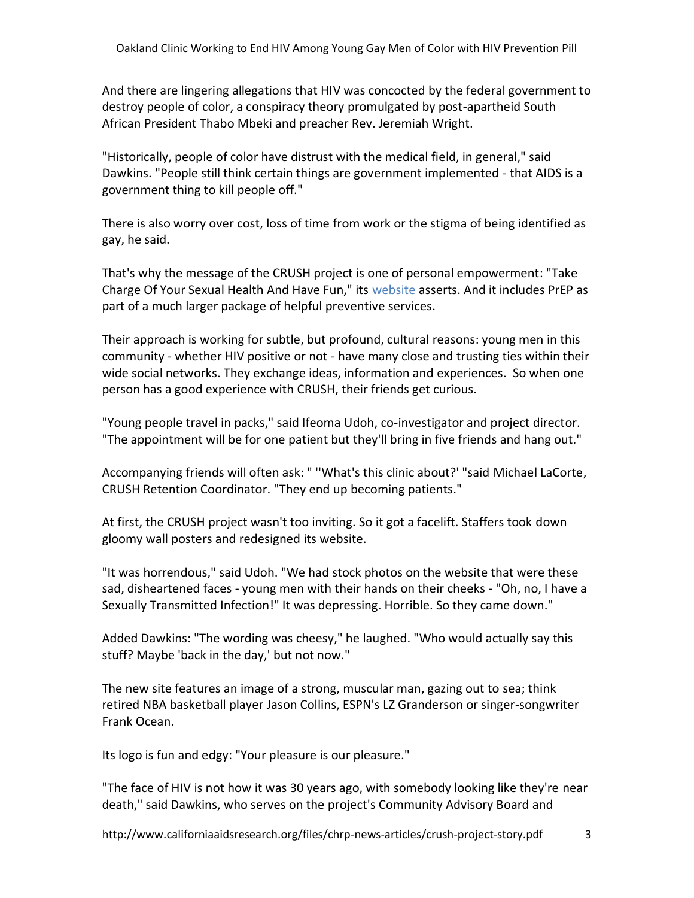And there are lingering allegations that HIV was concocted by the federal government to destroy people of color, a conspiracy theory promulgated by post-apartheid South African President Thabo Mbeki and preacher Rev. Jeremiah Wright.

"Historically, people of color have distrust with the medical field, in general," said Dawkins. "People still think certain things are government implemented - that AIDS is a government thing to kill people off."

There is also worry over cost, loss of time from work or the stigma of being identified as gay, he said.

That's why the message of the CRUSH project is one of personal empowerment: "Take Charge Of Your Sexual Health And Have Fun," its website asserts. And it includes PrEP as part of a much larger package of helpful preventive services.

Their approach is working for subtle, but profound, cultural reasons: young men in this community - whether HIV positive or not - have many close and trusting ties within their wide social networks. They exchange ideas, information and experiences. So when one person has a good experience with CRUSH, their friends get curious.

"Young people travel in packs," said Ifeoma Udoh, co-investigator and project director. "The appointment will be for one patient but they'll bring in five friends and hang out."

Accompanying friends will often ask: " ''What's this clinic about?' "said Michael LaCorte, CRUSH Retention Coordinator. "They end up becoming patients."

At first, the CRUSH project wasn't too inviting. So it got a facelift. Staffers took down gloomy wall posters and redesigned its website.

"It was horrendous," said Udoh. "We had stock photos on the website that were these sad, disheartened faces - young men with their hands on their cheeks - "Oh, no, I have a Sexually Transmitted Infection!" It was depressing. Horrible. So they came down."

Added Dawkins: "The wording was cheesy," he laughed. "Who would actually say this stuff? Maybe 'back in the day,' but not now."

The new site features an image of a strong, muscular man, gazing out to sea; think retired NBA basketball player Jason Collins, ESPN's LZ Granderson or singer-songwriter Frank Ocean.

Its logo is fun and edgy: "Your pleasure is our pleasure."

"The face of HIV is not how it was 30 years ago, with somebody looking like they're near death," said Dawkins, who serves on the project's Community Advisory Board and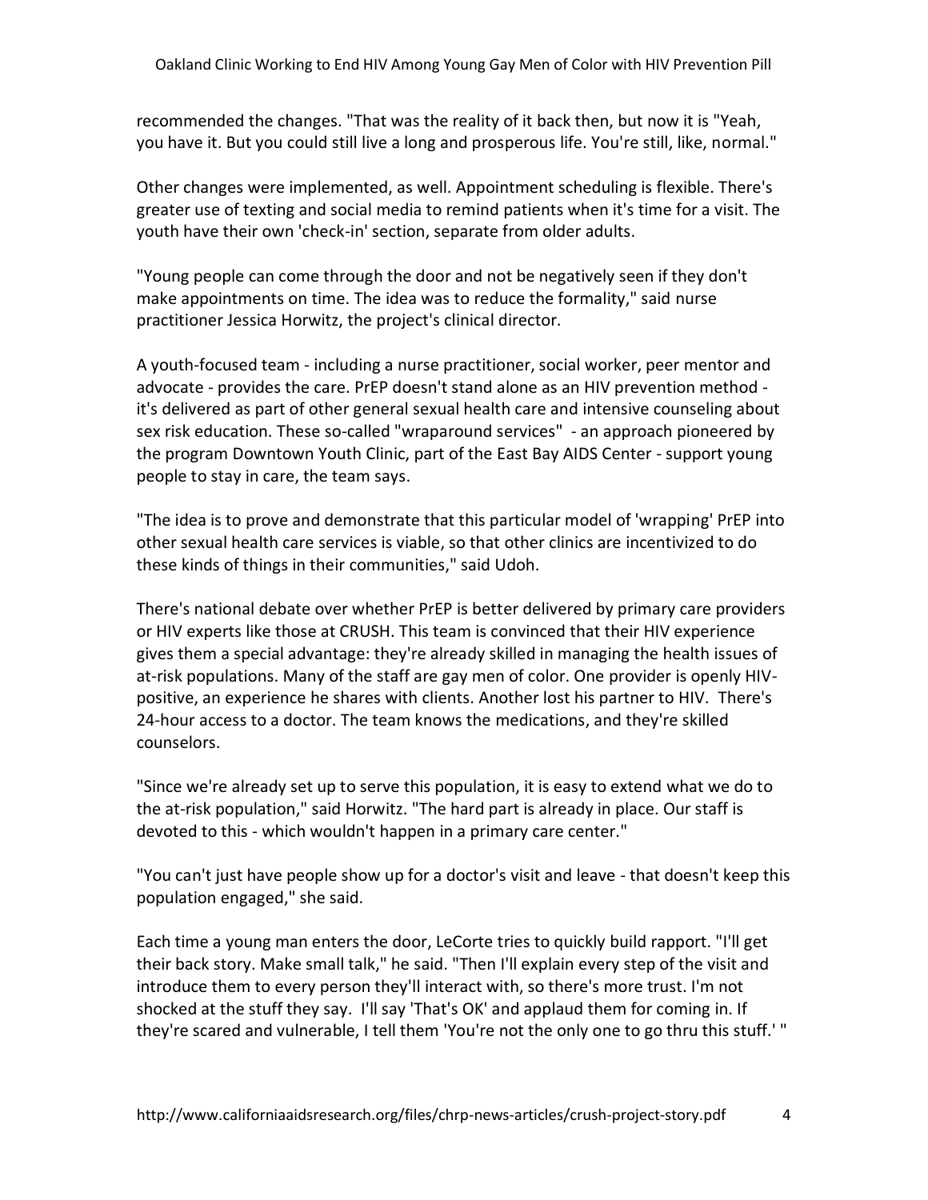recommended the changes. "That was the reality of it back then, but now it is "Yeah, you have it. But you could still live a long and prosperous life. You're still, like, normal."

Other changes were implemented, as well. Appointment scheduling is flexible. There's greater use of texting and social media to remind patients when it's time for a visit. The youth have their own 'check-in' section, separate from older adults.

"Young people can come through the door and not be negatively seen if they don't make appointments on time. The idea was to reduce the formality," said nurse practitioner Jessica Horwitz, the project's clinical director.

A youth-focused team - including a nurse practitioner, social worker, peer mentor and advocate - provides the care. PrEP doesn't stand alone as an HIV prevention method - it's delivered as part of other general sexual health care and intensive counseling about sex risk education. These so-called "wraparound services" - an approach pioneered by the program Downtown Youth Clinic, part of the East Bay AIDS Center - support young people to stay in care, the team says.

"The idea is to prove and demonstrate that this particular model of 'wrapping' PrEP into other sexual health care services is viable, so that other clinics are incentivized to do these kinds of things in their communities," said Udoh.

There's national debate over whether PrEP is better delivered by primary care providers or HIV experts like those at CRUSH. This team is convinced that their HIV experience gives them a special advantage: they're already skilled in managing the health issues of at-risk populations. Many of the staff are gay men of color. One provider is openly HIV-positive, an experience he shares with clients. Another lost his partner to HIV. There's 24-hour access to a doctor. The team knows the medications, and they're skilled counselors.

"Since we're already set up to serve this population, it is easy to extend what we do to the at-risk population," said Horwitz. "The hard part is already in place. Our staff is devoted to this - which wouldn't happen in a primary care center."

"You can't just have people show up for a doctor's visit and leave - that doesn't keep this population engaged," she said.

Each time a young man enters the door, LeCorte tries to quickly build rapport. "I'll get their back story. Make small talk," he said. "Then I'll explain every step of the visit and introduce them to every person they'll interact with, so there's more trust. I'm not shocked at the stuff they say. I'll say 'That's OK' and applaud them for coming in. If they're scared and vulnerable, I tell them 'You're not the only one to go thru this stuff.' "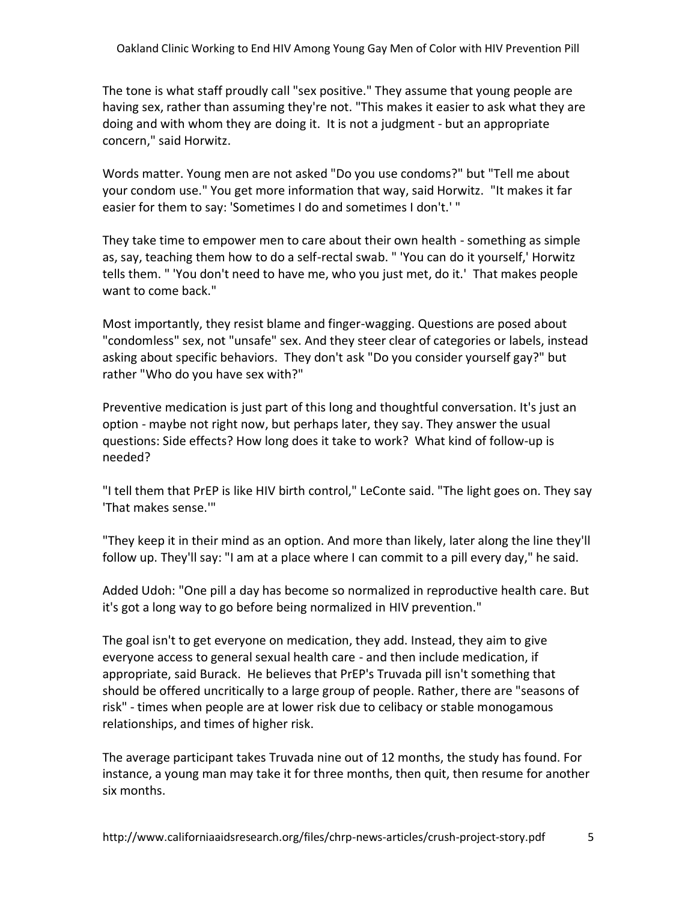The tone is what staff proudly call "sex positive." They assume that young people are having sex, rather than assuming they're not. "This makes it easier to ask what they are doing and with whom they are doing it. It is not a judgment - but an appropriate concern," said Horwitz.

Words matter. Young men are not asked "Do you use condoms?" but "Tell me about your condom use." You get more information that way, said Horwitz. "It makes it far easier for them to say: 'Sometimes I do and sometimes I don't.' "

They take time to empower men to care about their own health - something as simple as, say, teaching them how to do a self-rectal swab. " 'You can do it yourself,' Horwitz tells them. " 'You don't need to have me, who you just met, do it.' That makes people want to come back."

Most importantly, they resist blame and finger-wagging. Questions are posed about "condomless" sex, not "unsafe" sex. And they steer clear of categories or labels, instead asking about specific behaviors. They don't ask "Do you consider yourself gay?" but rather "Who do you have sex with?"

Preventive medication is just part of this long and thoughtful conversation. It's just an option - maybe not right now, but perhaps later, they say. They answer the usual questions: Side effects? How long does it take to work? What kind of follow-up is needed?

"I tell them that PrEP is like HIV birth control," LeConte said. "The light goes on. They say 'That makes sense.'"

"They keep it in their mind as an option. And more than likely, later along the line they'll follow up. They'll say: "I am at a place where I can commit to a pill every day," he said.

Added Udoh: "One pill a day has become so normalized in reproductive health care. But it's got a long way to go before being normalized in HIV prevention."

The goal isn't to get everyone on medication, they add. Instead, they aim to give everyone access to general sexual health care - and then include medication, if appropriate, said Burack. He believes that PrEP's Truvada pill isn't something that should be offered uncritically to a large group of people. Rather, there are "seasons of risk" - times when people are at lower risk due to celibacy or stable monogamous relationships, and times of higher risk.

The average participant takes Truvada nine out of 12 months, the study has found. For instance, a young man may take it for three months, then quit, then resume for another six months.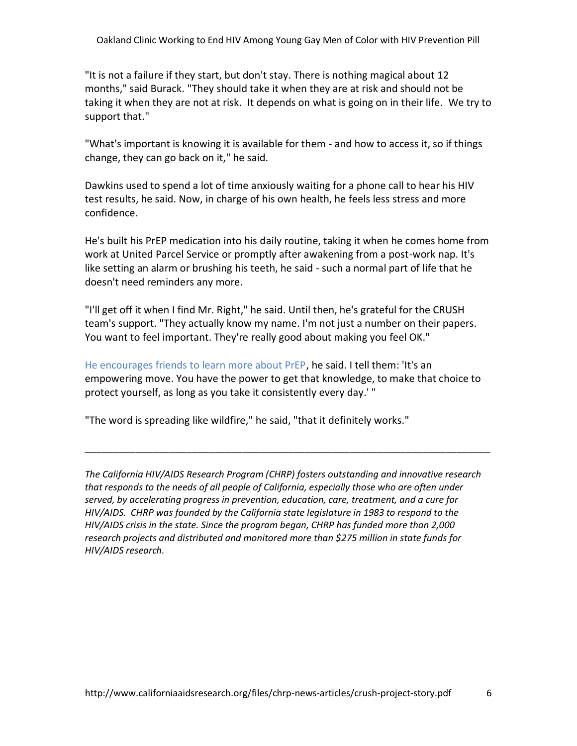"It is not a failure if they start, but don't stay. There is nothing magical about 12 months," said Burack. "They should take it when they are at risk and should not be taking it when they are not at risk. It depends on what is going on in their life. We try to support that."

"What's important is knowing it is available for them - and how to access it, so if things change, they can go back on it," he said.

Dawkins used to spend a lot of time anxiously waiting for a phone call to hear his HIV test results, he said. Now, in charge of his own health, he feels less stress and more confidence.

He's built his PrEP medication into his daily routine, taking it when he comes home from work at United Parcel Service or promptly after awakening from a post-work nap. It's like setting an alarm or brushing his teeth, he said - such a normal part of life that he doesn't need reminders any more.

"I'll get off it when I find Mr. Right," he said. Until then, he's grateful for the CRUSH team's support. "They actually know my name. I'm not just a number on their papers. You want to feel important. They're really good about making you feel OK."

He encourages friends to learn more about PrEP, he said. I tell them: 'It's an empowering move. You have the power to get that knowledge, to make that choice to protect yourself, as long as you take it consistently every day.' "

"The word is spreading like wildfire," he said, "that it definitely works."

---

*The California HIV/AIDS Research Program (CHRP) fosters outstanding and innovative research that responds to the needs of all people of California, especially those who are often under served, by accelerating progress in prevention, education, care, treatment, and a cure for HIV/AIDS. CHRP was founded by the California state legislature in 1983 to respond to the HIV/AIDS crisis in the state. Since the program began, CHRP has funded more than 2,000 research projects and distributed and monitored more than $275 million in state funds for HIV/AIDS research.*